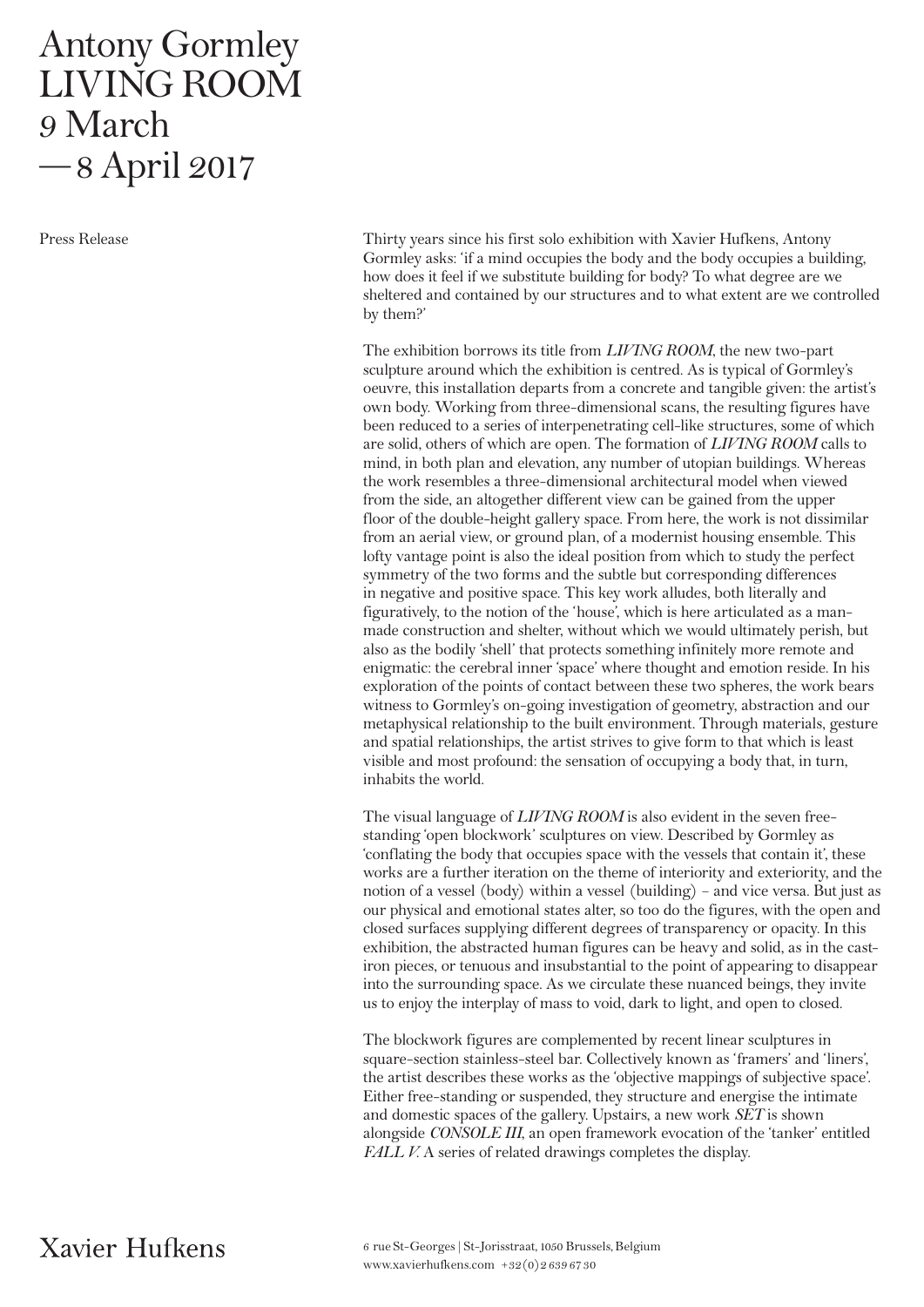# Antony Gormley
# LIVING ROOM
# 9 March — 8 April 2017

Press Release

Thirty years since his first solo exhibition with Xavier Hufkens, Antony Gormley asks: 'if a mind occupies the body and the body occupies a building, how does it feel if we substitute building for body? To what degree are we sheltered and contained by our structures and to what extent are we controlled by them?'

The exhibition borrows its title from *LIVING ROOM*, the new two-part sculpture around which the exhibition is centred. As is typical of Gormley's oeuvre, this installation departs from a concrete and tangible given: the artist's own body. Working from three-dimensional scans, the resulting figures have been reduced to a series of interpenetrating cell-like structures, some of which are solid, others of which are open. The formation of *LIVING ROOM* calls to mind, in both plan and elevation, any number of utopian buildings. Whereas the work resembles a three-dimensional architectural model when viewed from the side, an altogether different view can be gained from the upper floor of the double-height gallery space. From here, the work is not dissimilar from an aerial view, or ground plan, of a modernist housing ensemble. This lofty vantage point is also the ideal position from which to study the perfect symmetry of the two forms and the subtle but corresponding differences in negative and positive space. This key work alludes, both literally and figuratively, to the notion of the 'house', which is here articulated as a man-made construction and shelter, without which we would ultimately perish, but also as the bodily 'shell' that protects something infinitely more remote and enigmatic: the cerebral inner 'space' where thought and emotion reside. In his exploration of the points of contact between these two spheres, the work bears witness to Gormley's on-going investigation of geometry, abstraction and our metaphysical relationship to the built environment. Through materials, gesture and spatial relationships, the artist strives to give form to that which is least visible and most profound: the sensation of occupying a body that, in turn, inhabits the world.

The visual language of *LIVING ROOM* is also evident in the seven free-standing 'open blockwork' sculptures on view. Described by Gormley as 'conflating the body that occupies space with the vessels that contain it', these works are a further iteration on the theme of interiority and exteriority, and the notion of a vessel (body) within a vessel (building) – and vice versa. But just as our physical and emotional states alter, so too do the figures, with the open and closed surfaces supplying different degrees of transparency or opacity. In this exhibition, the abstracted human figures can be heavy and solid, as in the cast-iron pieces, or tenuous and insubstantial to the point of appearing to disappear into the surrounding space. As we circulate these nuanced beings, they invite us to enjoy the interplay of mass to void, dark to light, and open to closed.

The blockwork figures are complemented by recent linear sculptures in square-section stainless-steel bar. Collectively known as 'framers' and 'liners', the artist describes these works as the 'objective mappings of subjective space'. Either free-standing or suspended, they structure and energise the intimate and domestic spaces of the gallery. Upstairs, a new work *SET* is shown alongside *CONSOLE III*, an open framework evocation of the 'tanker' entitled *FALL V*. A series of related drawings completes the display.

Xavier Hufkens

6 rue St-Georges | St-Jorisstraat, 1050 Brussels, Belgium
www.xavierhufkens.com +32 (0) 2 639 67 30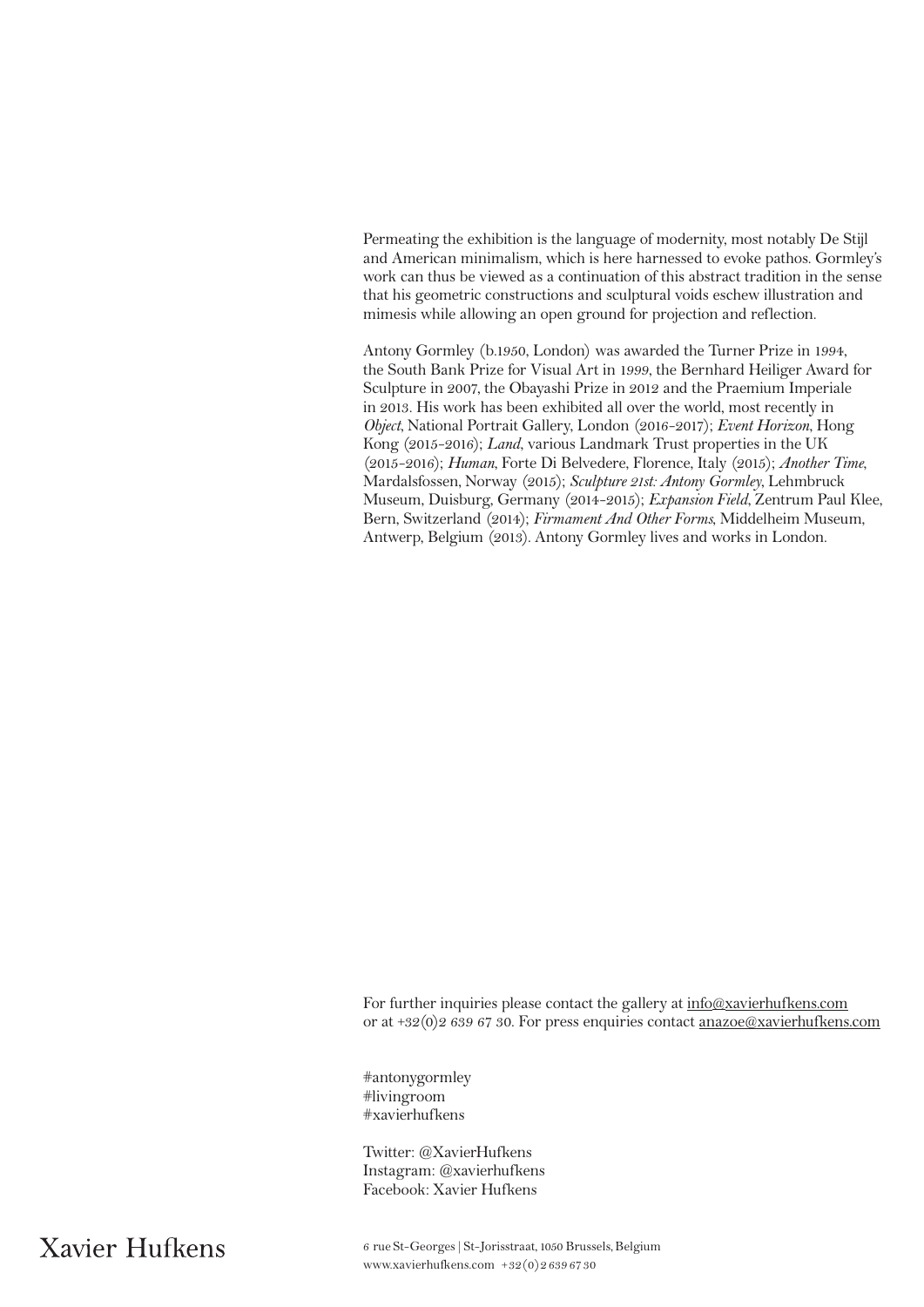Permeating the exhibition is the language of modernity, most notably De Stijl and American minimalism, which is here harnessed to evoke pathos. Gormley's work can thus be viewed as a continuation of this abstract tradition in the sense that his geometric constructions and sculptural voids eschew illustration and mimesis while allowing an open ground for projection and reflection.

Antony Gormley (b.1950, London) was awarded the Turner Prize in 1994, the South Bank Prize for Visual Art in 1999, the Bernhard Heiliger Award for Sculpture in 2007, the Obayashi Prize in 2012 and the Praemium Imperiale in 2013. His work has been exhibited all over the world, most recently in *Object*, National Portrait Gallery, London (2016-2017); *Event Horizon*, Hong Kong (2015-2016); *Land*, various Landmark Trust properties in the UK (2015-2016); *Human*, Forte Di Belvedere, Florence, Italy (2015); *Another Time*, Mardalsfossen, Norway (2015); *Sculpture 21st: Antony Gormley*, Lehmbruck Museum, Duisburg, Germany (2014-2015); *Expansion Field*, Zentrum Paul Klee, Bern, Switzerland (2014); *Firmament And Other Forms*, Middelheim Museum, Antwerp, Belgium (2013). Antony Gormley lives and works in London.

For further inquiries please contact the gallery at info@xavierhufkens.com or at +32(0)2 639 67 30. For press enquiries contact anazoe@xavierhufkens.com

#antonygormley
#livingroom
#xavierhufkens

Twitter: @XavierHufkens
Instagram: @xavierhufkens
Facebook: Xavier Hufkens

Xavier Hufkens

6 rue St-Georges | St-Jorisstraat, 1050 Brussels, Belgium
www.xavierhufkens.com +32(0)2 639 67 30